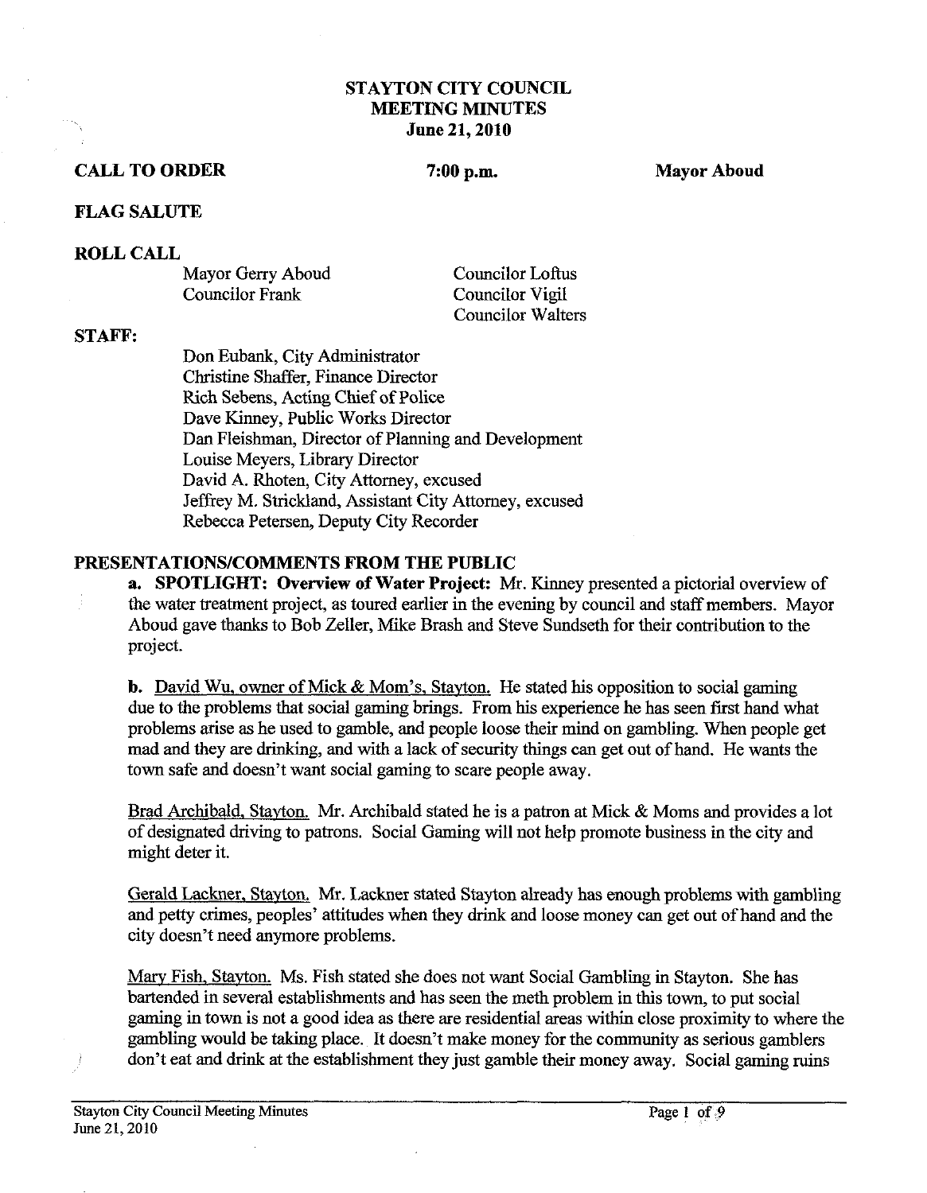# STAYTON CITY COUNCIL
## MEETING MINUTES
### June 21, 2010

**CALL TO ORDER** **7:00 p.m.** **Mayor Aboud**

**FLAG SALUTE**

**ROLL CALL**

Mayor Gerry Aboud
Councilor Frank
Councilor Loftus
Councilor Vigil
Councilor Walters

**STAFF:**

Don Eubank, City Administrator
Christine Shaffer, Finance Director
Rich Sebens, Acting Chief of Police
Dave Kinney, Public Works Director
Dan Fleishman, Director of Planning and Development
Louise Meyers, Library Director
David A. Rhoten, City Attorney, excused
Jeffrey M. Strickland, Assistant City Attorney, excused
Rebecca Petersen, Deputy City Recorder

**PRESENTATIONS/COMMENTS FROM THE PUBLIC**

**a. SPOTLIGHT: Overview of Water Project:** Mr. Kinney presented a pictorial overview of the water treatment project, as toured earlier in the evening by council and staff members. Mayor Aboud gave thanks to Bob Zeller, Mike Brash and Steve Sundseth for their contribution to the project.

**b.** David Wu, owner of Mick & Mom's, Stayton. He stated his opposition to social gaming due to the problems that social gaming brings. From his experience he has seen first hand what problems arise as he used to gamble, and people loose their mind on gambling. When people get mad and they are drinking, and with a lack of security things can get out of hand. He wants the town safe and doesn't want social gaming to scare people away.

Brad Archibald, Stayton. Mr. Archibald stated he is a patron at Mick & Moms and provides a lot of designated driving to patrons. Social Gaming will not help promote business in the city and might deter it.

Gerald Lackner, Stayton. Mr. Lackner stated Stayton already has enough problems with gambling and petty crimes, peoples' attitudes when they drink and loose money can get out of hand and the city doesn't need anymore problems.

Mary Fish, Stayton. Ms. Fish stated she does not want Social Gambling in Stayton. She has bartended in several establishments and has seen the meth problem in this town, to put social gaming in town is not a good idea as there are residential areas within close proximity to where the gambling would be taking place. It doesn't make money for the community as serious gamblers don't eat and drink at the establishment they just gamble their money away. Social gaming ruins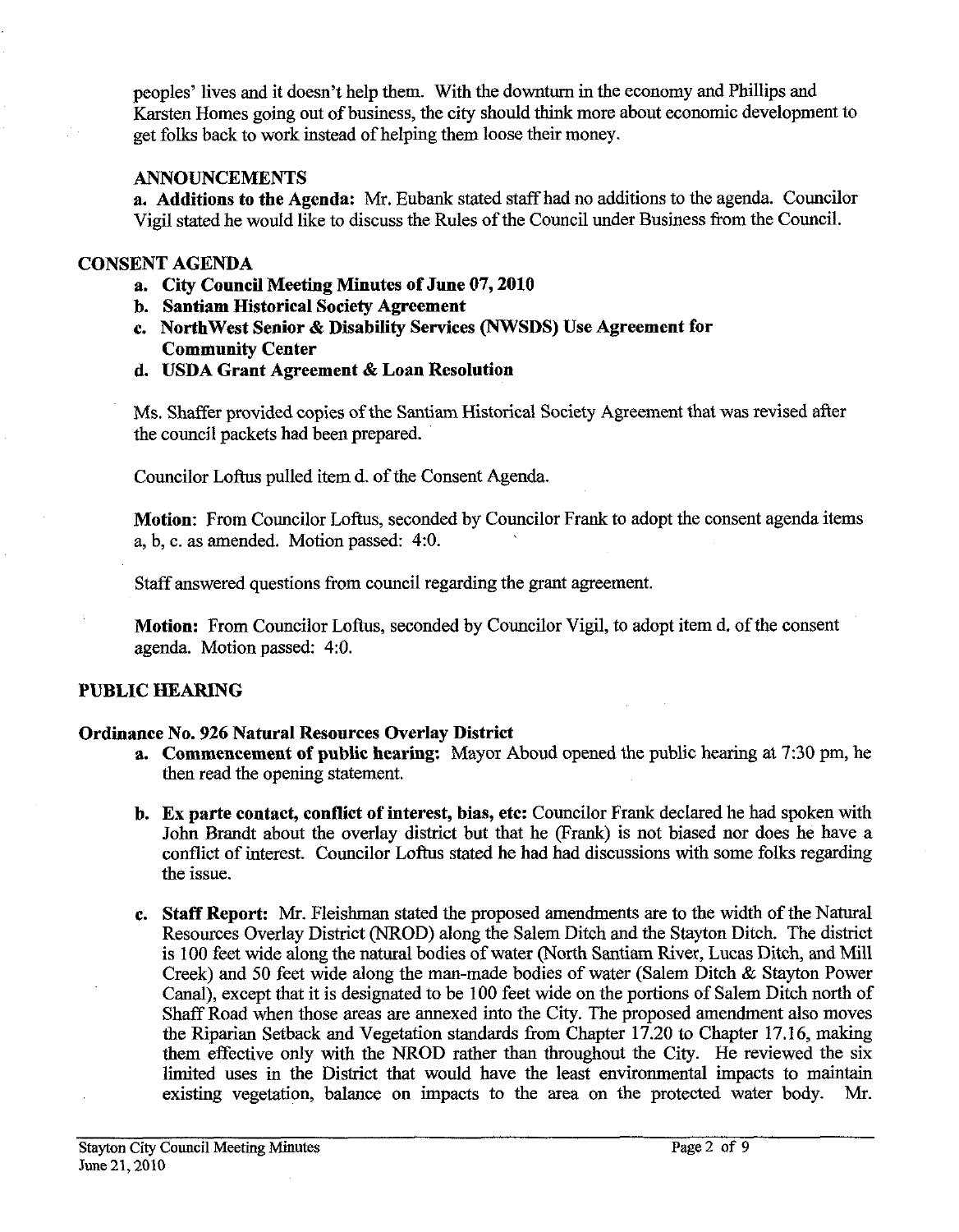peoples' lives and it doesn't help them. With the downturn in the economy and Phillips and Karsten Homes going out of business, the city should think more about economic development to get folks back to work instead of helping them loose their money.

## ANNOUNCEMENTS

**a. Additions to the Agenda:** Mr. Eubank stated staff had no additions to the agenda. Councilor Vigil stated he would like to discuss the Rules of the Council under Business from the Council.

## CONSENT AGENDA

a. **City Council Meeting Minutes of June 07, 2010**
b. **Santiam Historical Society Agreement**
c. **NorthWest Senior & Disability Services (NWSDS) Use Agreement for Community Center**
d. **USDA Grant Agreement & Loan Resolution**

Ms. Shaffer provided copies of the Santiam Historical Society Agreement that was revised after the council packets had been prepared.

Councilor Loftus pulled item d. of the Consent Agenda.

**Motion:** From Councilor Loftus, seconded by Councilor Frank to adopt the consent agenda items a, b, c. as amended. Motion passed: 4:0.

Staff answered questions from council regarding the grant agreement.

**Motion:** From Councilor Loftus, seconded by Councilor Vigil, to adopt item d. of the consent agenda. Motion passed: 4:0.

## PUBLIC HEARING

### Ordinance No. 926 Natural Resources Overlay District

a. **Commencement of public hearing:** Mayor Aboud opened the public hearing at 7:30 pm, he then read the opening statement.

b. **Ex parte contact, conflict of interest, bias, etc:** Councilor Frank declared he had spoken with John Brandt about the overlay district but that he (Frank) is not biased nor does he have a conflict of interest. Councilor Loftus stated he had had discussions with some folks regarding the issue.

c. **Staff Report:** Mr. Fleishman stated the proposed amendments are to the width of the Natural Resources Overlay District (NROD) along the Salem Ditch and the Stayton Ditch. The district is 100 feet wide along the natural bodies of water (North Santiam River, Lucas Ditch, and Mill Creek) and 50 feet wide along the man-made bodies of water (Salem Ditch & Stayton Power Canal), except that it is designated to be 100 feet wide on the portions of Salem Ditch north of Shaff Road when those areas are annexed into the City. The proposed amendment also moves the Riparian Setback and Vegetation standards from Chapter 17.20 to Chapter 17.16, making them effective only with the NROD rather than throughout the City. He reviewed the six limited uses in the District that would have the least environmental impacts to maintain existing vegetation, balance on impacts to the area on the protected water body. Mr.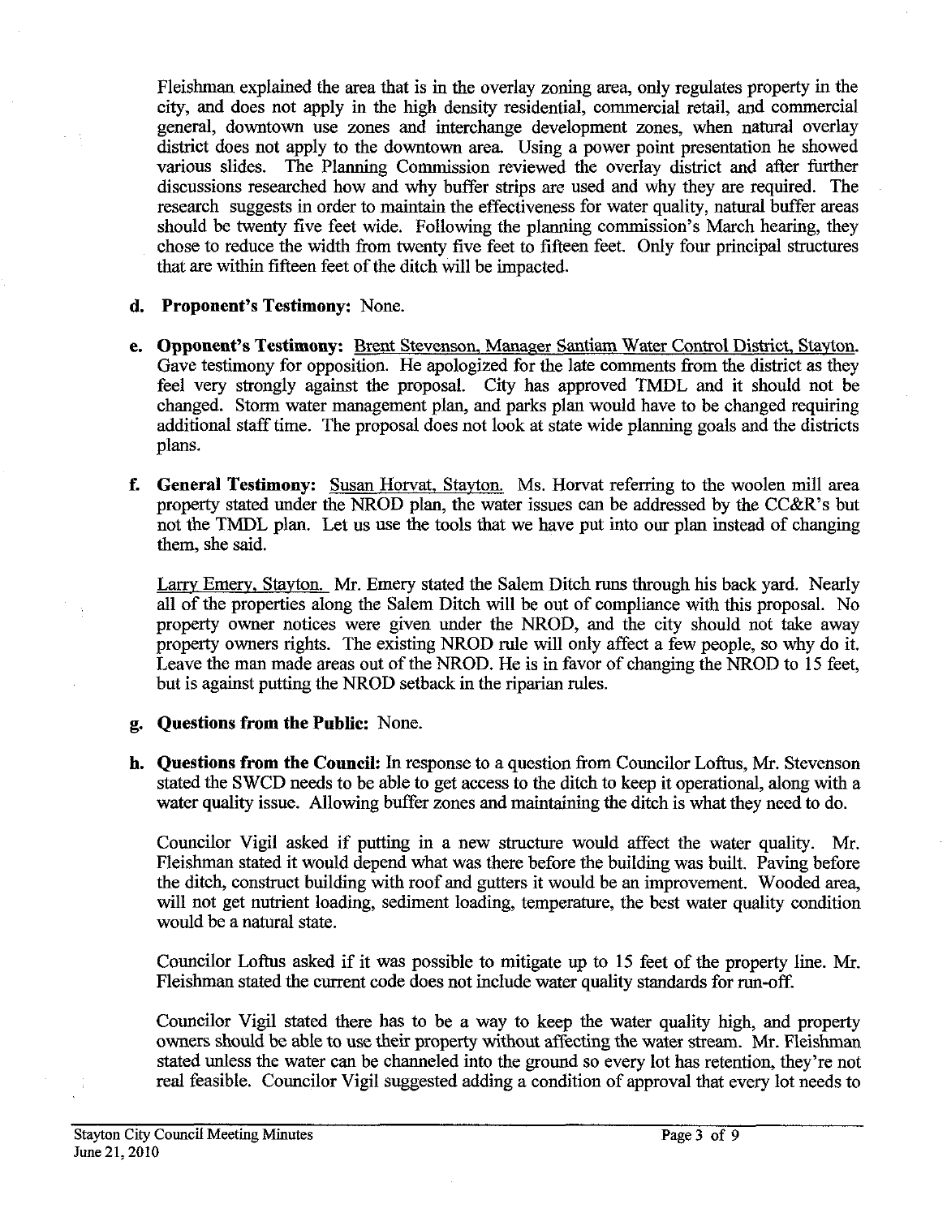Fleishman explained the area that is in the overlay zoning area, only regulates property in the city, and does not apply in the high density residential, commercial retail, and commercial general, downtown use zones and interchange development zones, when natural overlay district does not apply to the downtown area. Using a power point presentation he showed various slides. The Planning Commission reviewed the overlay district and after further discussions researched how and why buffer strips are used and why they are required. The research suggests in order to maintain the effectiveness for water quality, natural buffer areas should be twenty five feet wide. Following the planning commission's March hearing, they chose to reduce the width from twenty five feet to fifteen feet. Only four principal structures that are within fifteen feet of the ditch will be impacted.

**d. Proponent's Testimony:** None.

**e. Opponent's Testimony:** Brent Stevenson, Manager Santiam Water Control District, Stayton. Gave testimony for opposition. He apologized for the late comments from the district as they feel very strongly against the proposal. City has approved TMDL and it should not be changed. Storm water management plan, and parks plan would have to be changed requiring additional staff time. The proposal does not look at state wide planning goals and the districts plans.

**f. General Testimony:** Susan Horvat, Stayton. Ms. Horvat referring to the woolen mill area property stated under the NROD plan, the water issues can be addressed by the CC&R's but not the TMDL plan. Let us use the tools that we have put into our plan instead of changing them, she said.

Larry Emery, Stayton. Mr. Emery stated the Salem Ditch runs through his back yard. Nearly all of the properties along the Salem Ditch will be out of compliance with this proposal. No property owner notices were given under the NROD, and the city should not take away property owners rights. The existing NROD rule will only affect a few people, so why do it. Leave the man made areas out of the NROD. He is in favor of changing the NROD to 15 feet, but is against putting the NROD setback in the riparian rules.

**g. Questions from the Public:** None.

**h. Questions from the Council:** In response to a question from Councilor Loftus, Mr. Stevenson stated the SWCD needs to be able to get access to the ditch to keep it operational, along with a water quality issue. Allowing buffer zones and maintaining the ditch is what they need to do.

Councilor Vigil asked if putting in a new structure would affect the water quality. Mr. Fleishman stated it would depend what was there before the building was built. Paving before the ditch, construct building with roof and gutters it would be an improvement. Wooded area, will not get nutrient loading, sediment loading, temperature, the best water quality condition would be a natural state.

Councilor Loftus asked if it was possible to mitigate up to 15 feet of the property line. Mr. Fleishman stated the current code does not include water quality standards for run-off.

Councilor Vigil stated there has to be a way to keep the water quality high, and property owners should be able to use their property without affecting the water stream. Mr. Fleishman stated unless the water can be channeled into the ground so every lot has retention, they're not real feasible. Councilor Vigil suggested adding a condition of approval that every lot needs to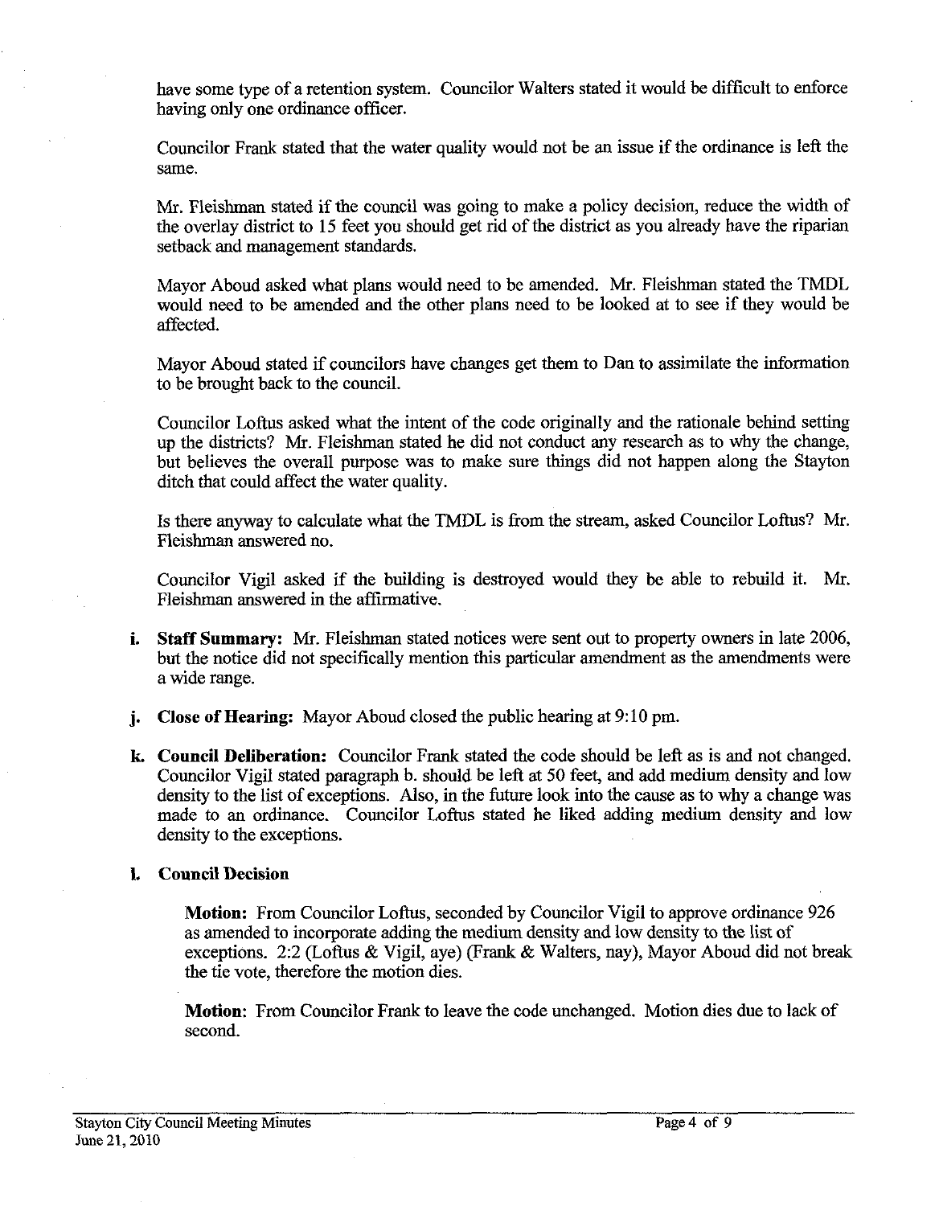have some type of a retention system. Councilor Walters stated it would be difficult to enforce having only one ordinance officer.

Councilor Frank stated that the water quality would not be an issue if the ordinance is left the same.

Mr. Fleishman stated if the council was going to make a policy decision, reduce the width of the overlay district to 15 feet you should get rid of the district as you already have the riparian setback and management standards.

Mayor Aboud asked what plans would need to be amended. Mr. Fleishman stated the TMDL would need to be amended and the other plans need to be looked at to see if they would be affected.

Mayor Aboud stated if councilors have changes get them to Dan to assimilate the information to be brought back to the council.

Councilor Loftus asked what the intent of the code originally and the rationale behind setting up the districts? Mr. Fleishman stated he did not conduct any research as to why the change, but believes the overall purpose was to make sure things did not happen along the Stayton ditch that could affect the water quality.

Is there anyway to calculate what the TMDL is from the stream, asked Councilor Loftus? Mr. Fleishman answered no.

Councilor Vigil asked if the building is destroyed would they be able to rebuild it. Mr. Fleishman answered in the affirmative.

i. **Staff Summary:** Mr. Fleishman stated notices were sent out to property owners in late 2006, but the notice did not specifically mention this particular amendment as the amendments were a wide range.

j. **Close of Hearing:** Mayor Aboud closed the public hearing at 9:10 pm.

k. **Council Deliberation:** Councilor Frank stated the code should be left as is and not changed. Councilor Vigil stated paragraph b. should be left at 50 feet, and add medium density and low density to the list of exceptions. Also, in the future look into the cause as to why a change was made to an ordinance. Councilor Loftus stated he liked adding medium density and low density to the exceptions.

l. **Council Decision**

**Motion:** From Councilor Loftus, seconded by Councilor Vigil to approve ordinance 926 as amended to incorporate adding the medium density and low density to the list of exceptions. 2:2 (Loftus & Vigil, aye) (Frank & Walters, nay), Mayor Aboud did not break the tie vote, therefore the motion dies.

**Motion:** From Councilor Frank to leave the code unchanged. Motion dies due to lack of second.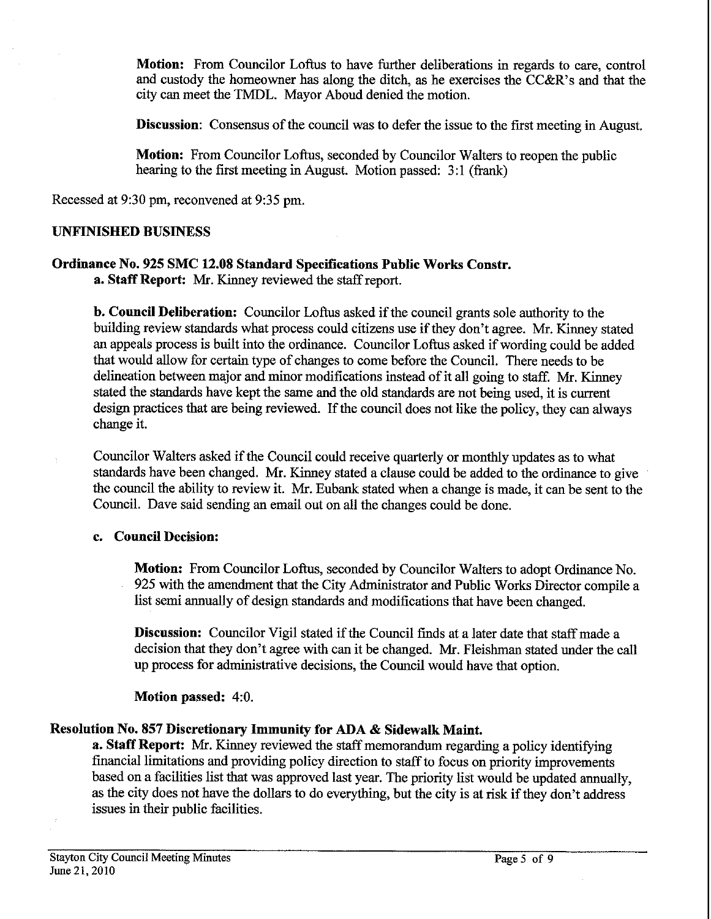**Motion:** From Councilor Loftus to have further deliberations in regards to care, control and custody the homeowner has along the ditch, as he exercises the CC&R's and that the city can meet the TMDL. Mayor Aboud denied the motion.

**Discussion**: Consensus of the council was to defer the issue to the first meeting in August.

**Motion:** From Councilor Loftus, seconded by Councilor Walters to reopen the public hearing to the first meeting in August. Motion passed: 3:1 (frank)

Recessed at 9:30 pm, reconvened at 9:35 pm.

## UNFINISHED BUSINESS

### Ordinance No. 925 SMC 12.08 Standard Specifications Public Works Constr.

**a. Staff Report:** Mr. Kinney reviewed the staff report.

**b. Council Deliberation:** Councilor Loftus asked if the council grants sole authority to the building review standards what process could citizens use if they don't agree. Mr. Kinney stated an appeals process is built into the ordinance. Councilor Loftus asked if wording could be added that would allow for certain type of changes to come before the Council. There needs to be delineation between major and minor modifications instead of it all going to staff. Mr. Kinney stated the standards have kept the same and the old standards are not being used, it is current design practices that are being reviewed. If the council does not like the policy, they can always change it.

Councilor Walters asked if the Council could receive quarterly or monthly updates as to what standards have been changed. Mr. Kinney stated a clause could be added to the ordinance to give the council the ability to review it. Mr. Eubank stated when a change is made, it can be sent to the Council. Dave said sending an email out on all the changes could be done.

**c. Council Decision:**

**Motion:** From Councilor Loftus, seconded by Councilor Walters to adopt Ordinance No. 925 with the amendment that the City Administrator and Public Works Director compile a list semi annually of design standards and modifications that have been changed.

**Discussion:** Councilor Vigil stated if the Council finds at a later date that staff made a decision that they don't agree with can it be changed. Mr. Fleishman stated under the call up process for administrative decisions, the Council would have that option.

**Motion passed:** 4:0.

### Resolution No. 857 Discretionary Immunity for ADA & Sidewalk Maint.

**a. Staff Report:** Mr. Kinney reviewed the staff memorandum regarding a policy identifying financial limitations and providing policy direction to staff to focus on priority improvements based on a facilities list that was approved last year. The priority list would be updated annually, as the city does not have the dollars to do everything, but the city is at risk if they don't address issues in their public facilities.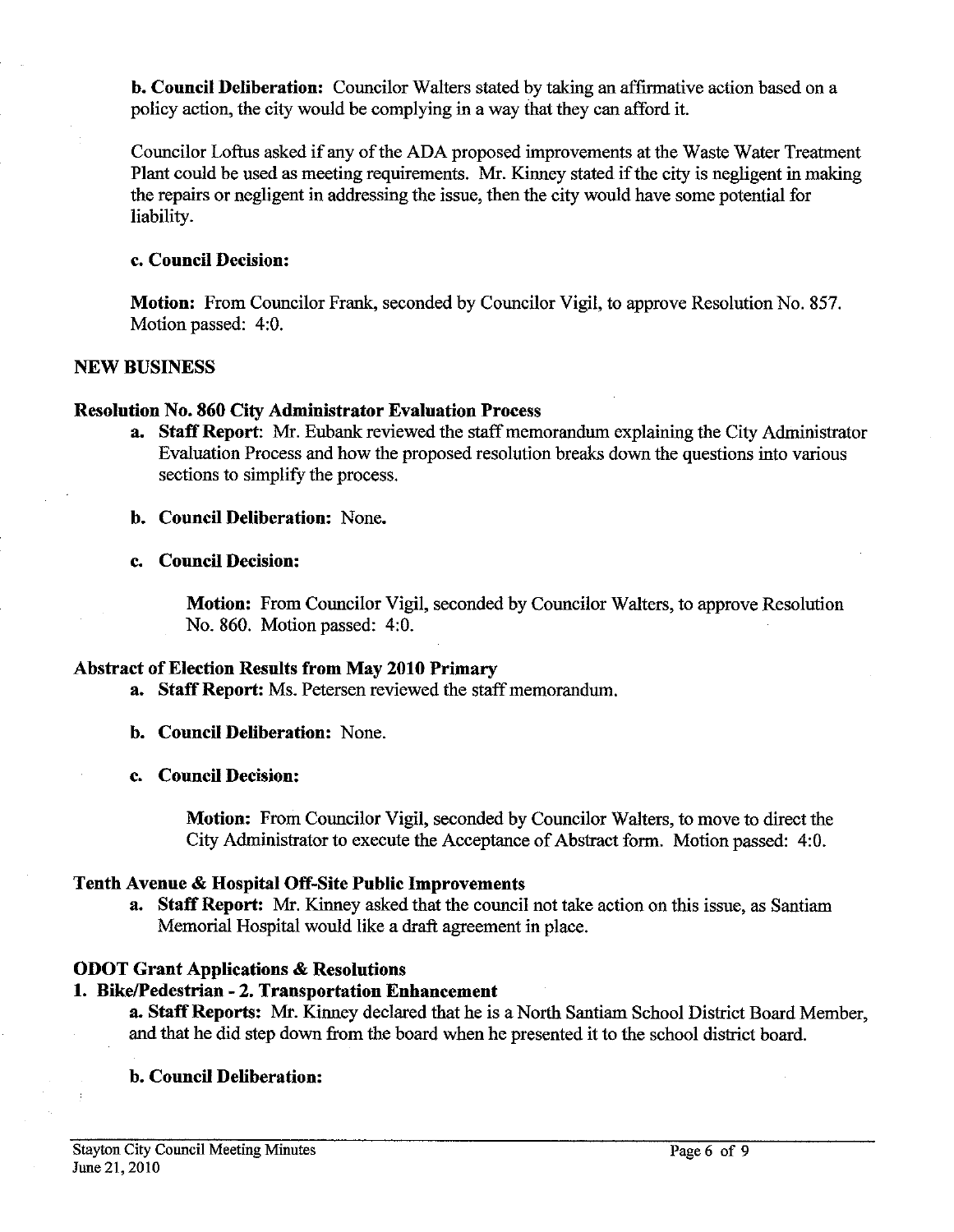**b. Council Deliberation:** Councilor Walters stated by taking an affirmative action based on a policy action, the city would be complying in a way that they can afford it.

Councilor Loftus asked if any of the ADA proposed improvements at the Waste Water Treatment Plant could be used as meeting requirements. Mr. Kinney stated if the city is negligent in making the repairs or negligent in addressing the issue, then the city would have some potential for liability.

**c. Council Decision:**

**Motion:** From Councilor Frank, seconded by Councilor Vigil, to approve Resolution No. 857. Motion passed: 4:0.

## NEW BUSINESS

### Resolution No. 860 City Administrator Evaluation Process

a. **Staff Report**: Mr. Eubank reviewed the staff memorandum explaining the City Administrator Evaluation Process and how the proposed resolution breaks down the questions into various sections to simplify the process.

b. **Council Deliberation:** None.

c. **Council Decision:**

**Motion:** From Councilor Vigil, seconded by Councilor Walters, to approve Resolution No. 860. Motion passed: 4:0.

### Abstract of Election Results from May 2010 Primary

a. **Staff Report:** Ms. Petersen reviewed the staff memorandum.

b. **Council Deliberation:** None.

c. **Council Decision:**

**Motion:** From Councilor Vigil, seconded by Councilor Walters, to move to direct the City Administrator to execute the Acceptance of Abstract form. Motion passed: 4:0.

### Tenth Avenue & Hospital Off-Site Public Improvements

a. **Staff Report:** Mr. Kinney asked that the council not take action on this issue, as Santiam Memorial Hospital would like a draft agreement in place.

### ODOT Grant Applications & Resolutions

### 1. Bike/Pedestrian - 2. Transportation Enhancement

**a. Staff Reports:** Mr. Kinney declared that he is a North Santiam School District Board Member, and that he did step down from the board when he presented it to the school district board.

**b. Council Deliberation:**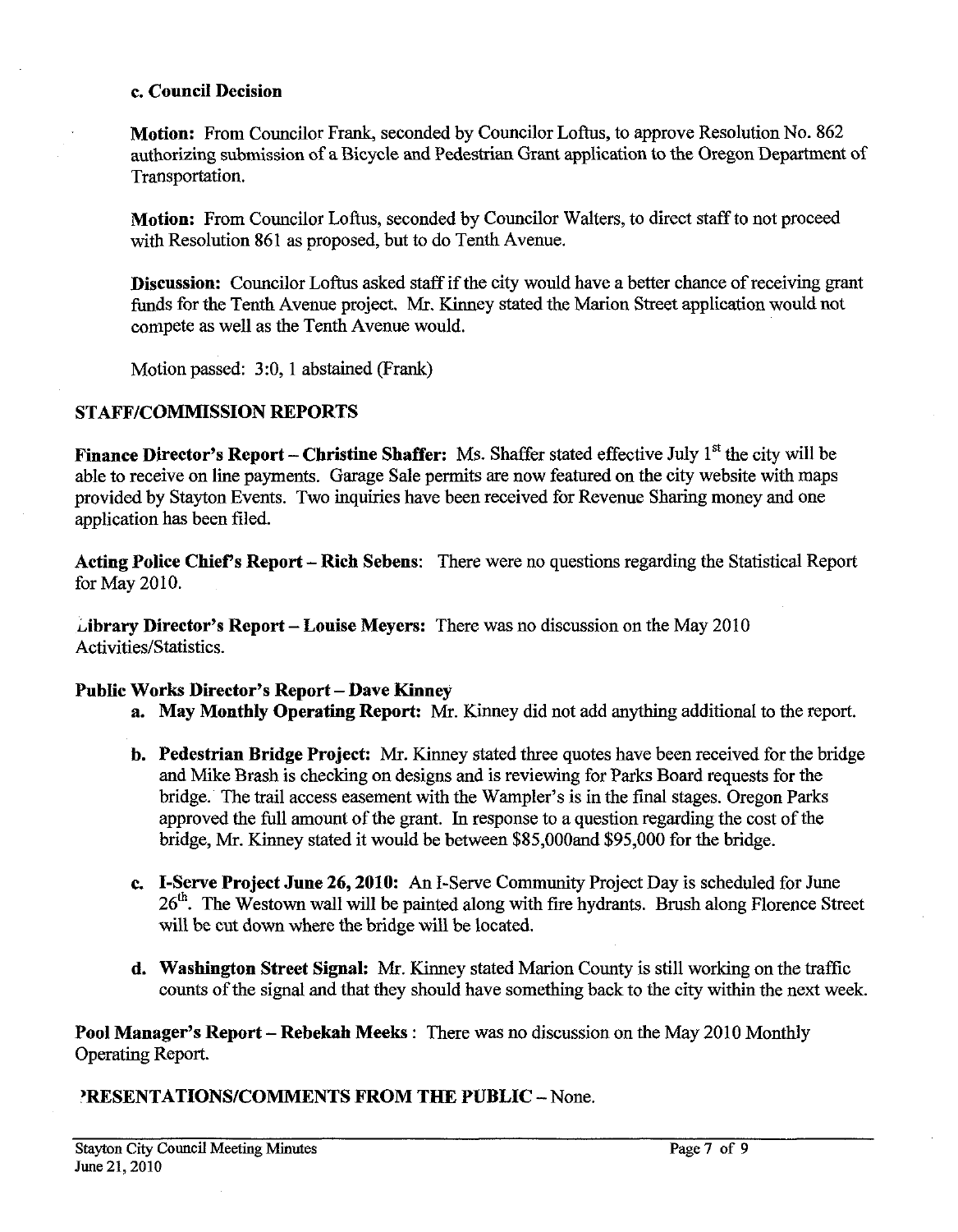**c. Council Decision**

**Motion:** From Councilor Frank, seconded by Councilor Loftus, to approve Resolution No. 862 authorizing submission of a Bicycle and Pedestrian Grant application to the Oregon Department of Transportation.

**Motion:** From Councilor Loftus, seconded by Councilor Walters, to direct staff to not proceed with Resolution 861 as proposed, but to do Tenth Avenue.

**Discussion:** Councilor Loftus asked staff if the city would have a better chance of receiving grant funds for the Tenth Avenue project. Mr. Kinney stated the Marion Street application would not compete as well as the Tenth Avenue would.

Motion passed: 3:0, 1 abstained (Frank)

## STAFF/COMMISSION REPORTS

**Finance Director's Report – Christine Shaffer:** Ms. Shaffer stated effective July 1st the city will be able to receive on line payments. Garage Sale permits are now featured on the city website with maps provided by Stayton Events. Two inquiries have been received for Revenue Sharing money and one application has been filed.

**Acting Police Chief's Report – Rich Sebens:** There were no questions regarding the Statistical Report for May 2010.

**Library Director's Report – Louise Meyers:** There was no discussion on the May 2010 Activities/Statistics.

**Public Works Director's Report – Dave Kinney**

a. **May Monthly Operating Report:** Mr. Kinney did not add anything additional to the report.

b. **Pedestrian Bridge Project:** Mr. Kinney stated three quotes have been received for the bridge and Mike Brash is checking on designs and is reviewing for Parks Board requests for the bridge. The trail access easement with the Wampler's is in the final stages. Oregon Parks approved the full amount of the grant. In response to a question regarding the cost of the bridge, Mr. Kinney stated it would be between $85,000and $95,000 for the bridge.

c. **I-Serve Project June 26, 2010:** An I-Serve Community Project Day is scheduled for June 26th. The Westown wall will be painted along with fire hydrants. Brush along Florence Street will be cut down where the bridge will be located.

d. **Washington Street Signal:** Mr. Kinney stated Marion County is still working on the traffic counts of the signal and that they should have something back to the city within the next week.

**Pool Manager's Report – Rebekah Meeks** : There was no discussion on the May 2010 Monthly Operating Report.

**PRESENTATIONS/COMMENTS FROM THE PUBLIC** – None.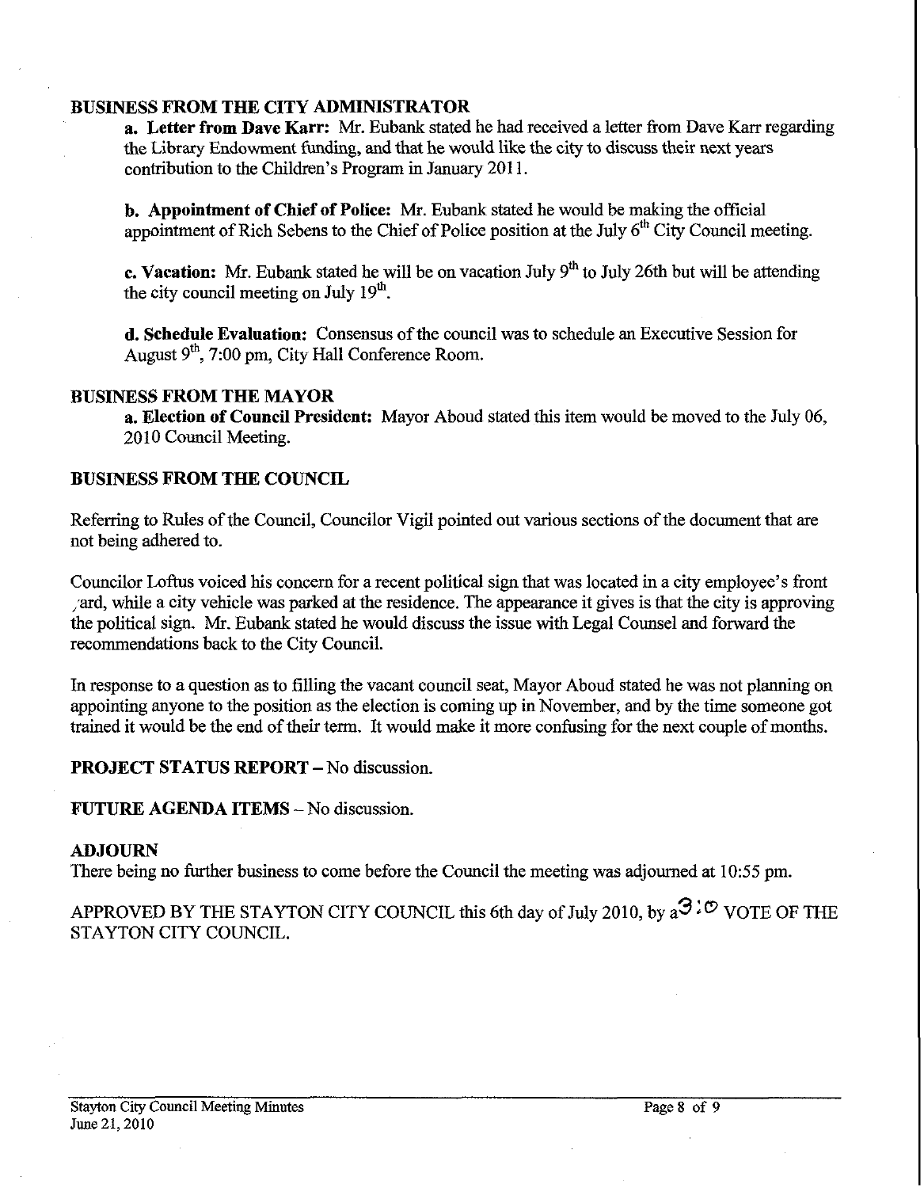## BUSINESS FROM THE CITY ADMINISTRATOR

**a. Letter from Dave Karr:** Mr. Eubank stated he had received a letter from Dave Karr regarding the Library Endowment funding, and that he would like the city to discuss their next years contribution to the Children's Program in January 2011.

**b. Appointment of Chief of Police:** Mr. Eubank stated he would be making the official appointment of Rich Sebens to the Chief of Police position at the July 6th City Council meeting.

**c. Vacation:** Mr. Eubank stated he will be on vacation July 9th to July 26th but will be attending the city council meeting on July 19th.

**d. Schedule Evaluation:** Consensus of the council was to schedule an Executive Session for August 9th, 7:00 pm, City Hall Conference Room.

## BUSINESS FROM THE MAYOR

**a. Election of Council President:** Mayor Aboud stated this item would be moved to the July 06, 2010 Council Meeting.

## BUSINESS FROM THE COUNCIL

Referring to Rules of the Council, Councilor Vigil pointed out various sections of the document that are not being adhered to.

Councilor Loftus voiced his concern for a recent political sign that was located in a city employee's front yard, while a city vehicle was parked at the residence. The appearance it gives is that the city is approving the political sign. Mr. Eubank stated he would discuss the issue with Legal Counsel and forward the recommendations back to the City Council.

In response to a question as to filling the vacant council seat, Mayor Aboud stated he was not planning on appointing anyone to the position as the election is coming up in November, and by the time someone got trained it would be the end of their term. It would make it more confusing for the next couple of months.

**PROJECT STATUS REPORT** – No discussion.

**FUTURE AGENDA ITEMS** – No discussion.

## ADJOURN

There being no further business to come before the Council the meeting was adjourned at 10:55 pm.

APPROVED BY THE STAYTON CITY COUNCIL this 6th day of July 2010, by a 3:0 VOTE OF THE STAYTON CITY COUNCIL.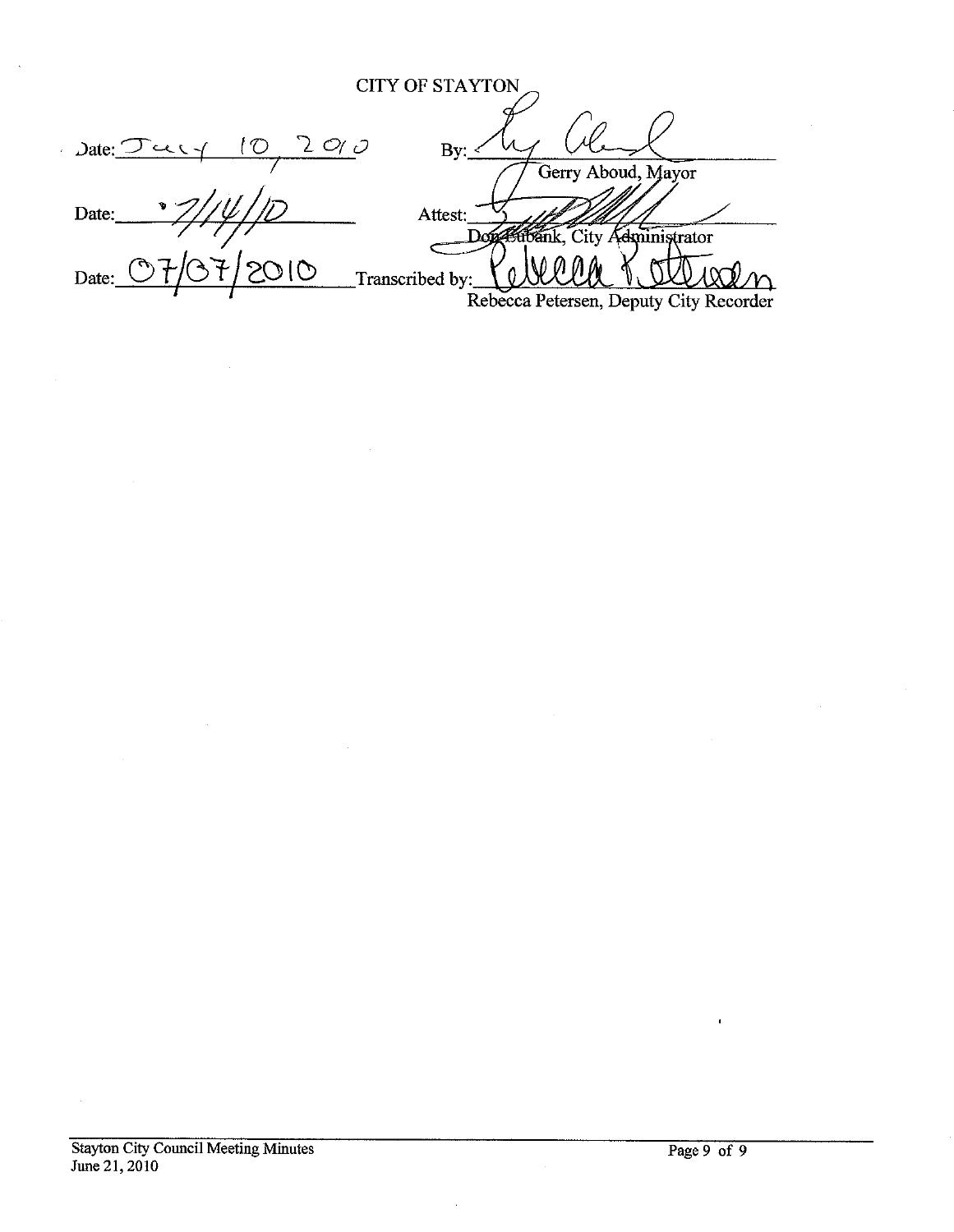CITY OF STAYTON

Date: July 10, 2010 By: _______________
Gerry Aboud, Mayor

Date: 7/14/10 Attest: _______________
Don Eubank, City Administrator

Date: 07/07/2010 Transcribed by: _______________
Rebecca Petersen, Deputy City Recorder